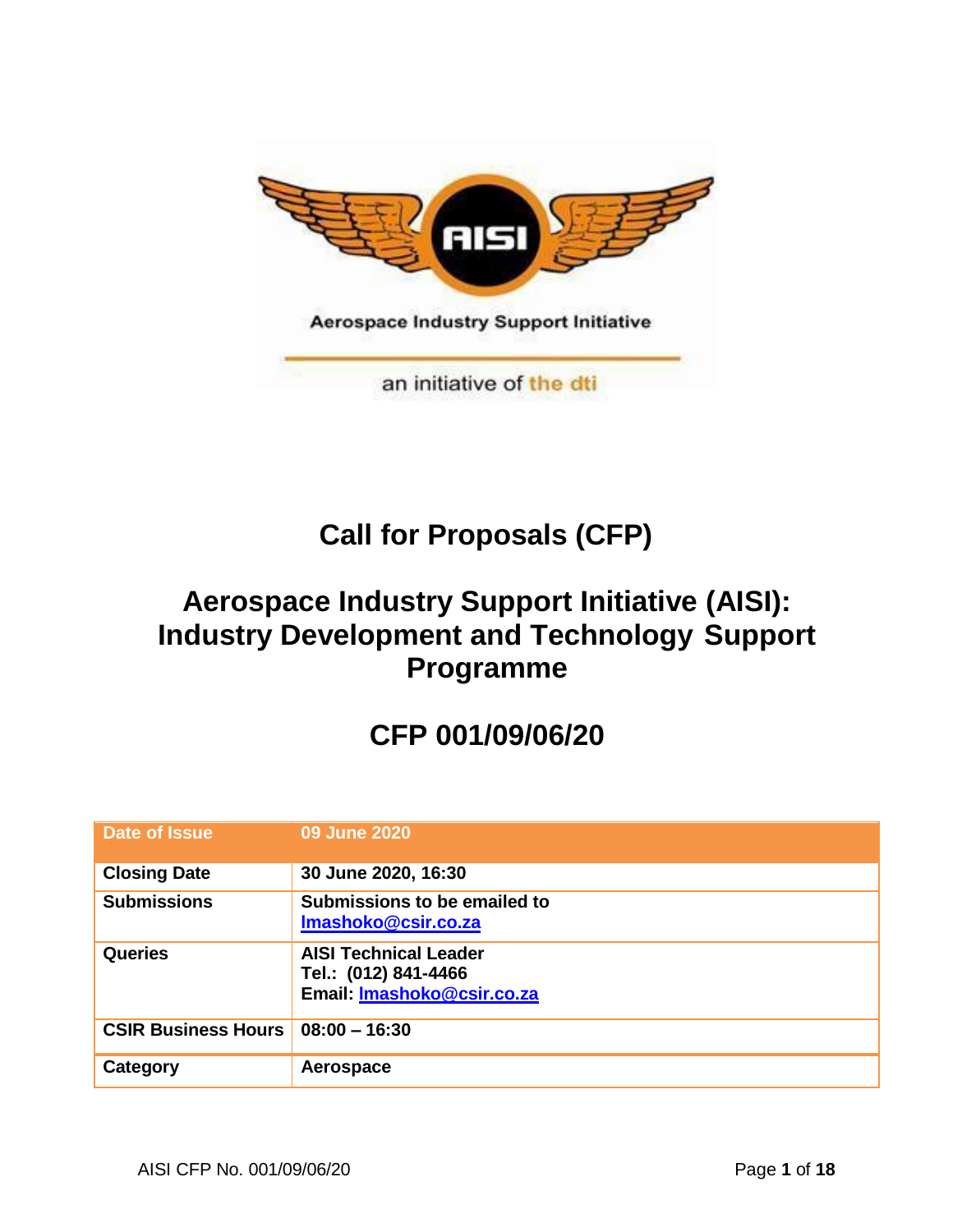Aerospace Industry Support Initiative

an initiative of the dti

# Call for Proposals (CFP)

## Aerospace Industry Support Initiative (AISI): Industry Development and Technology Support Programme

## CFP 001/09/06/20

| Date of Issue | 09 June 2020 |
| --- | --- |
| Closing Date | 30 June 2020, 16:30 |
| Submissions | Submissions to be emailed to lmashoko@csir.co.za |
| Queries | AISI Technical Leader<br>Tel.: (012) 841-4466<br>Email: lmashoko@csir.co.za |
| CSIR Business Hours | 08:00 – 16:30 |
| Category | Aerospace |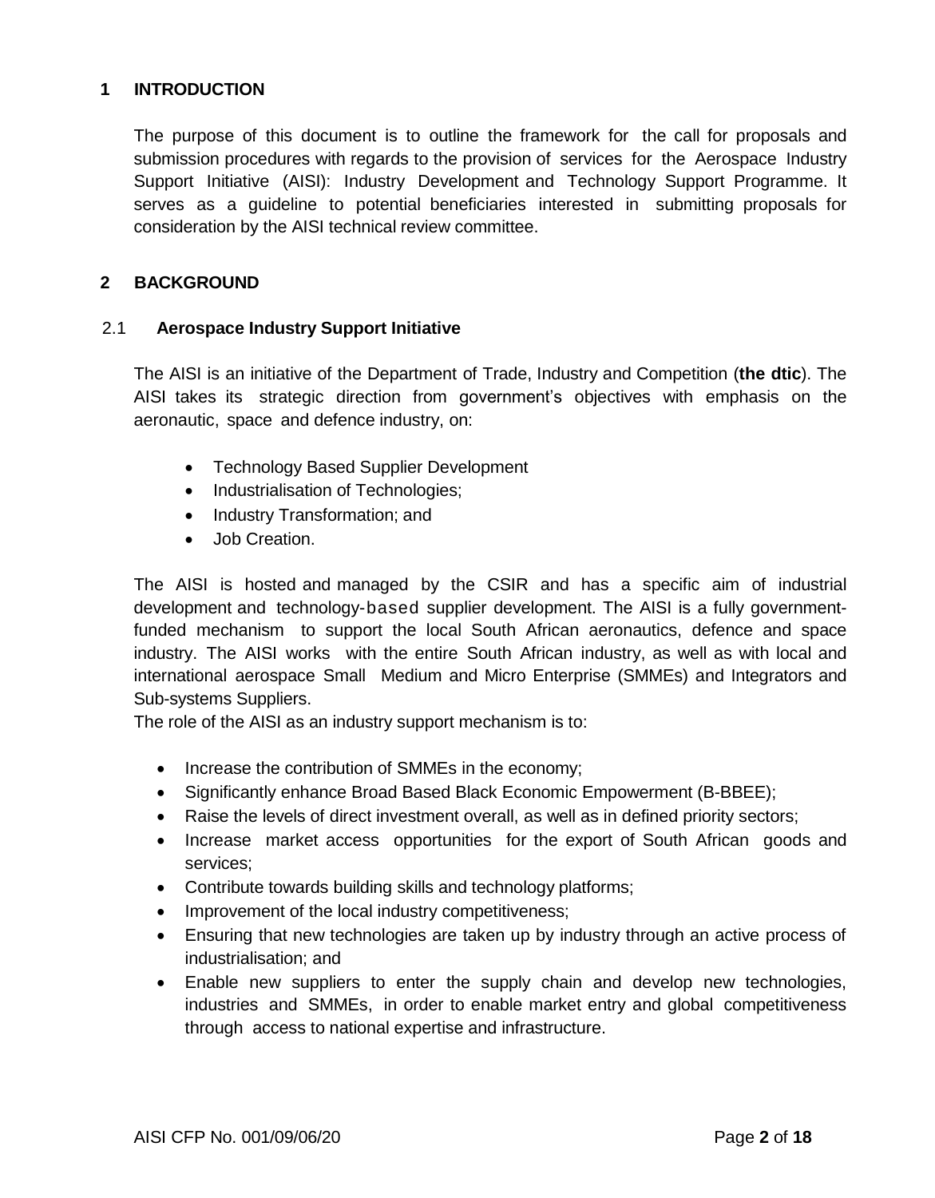## 1 INTRODUCTION

The purpose of this document is to outline the framework for the call for proposals and submission procedures with regards to the provision of services for the Aerospace Industry Support Initiative (AISI): Industry Development and Technology Support Programme. It serves as a guideline to potential beneficiaries interested in submitting proposals for consideration by the AISI technical review committee.

## 2 BACKGROUND

### 2.1 Aerospace Industry Support Initiative

The AISI is an initiative of the Department of Trade, Industry and Competition (**the dtic**). The AISI takes its strategic direction from government's objectives with emphasis on the aeronautic, space and defence industry, on:

- Technology Based Supplier Development
- Industrialisation of Technologies;
- Industry Transformation; and
- Job Creation.

The AISI is hosted and managed by the CSIR and has a specific aim of industrial development and technology-based supplier development. The AISI is a fully government-funded mechanism to support the local South African aeronautics, defence and space industry. The AISI works with the entire South African industry, as well as with local and international aerospace Small Medium and Micro Enterprise (SMMEs) and Integrators and Sub-systems Suppliers.

The role of the AISI as an industry support mechanism is to:

- Increase the contribution of SMMEs in the economy;
- Significantly enhance Broad Based Black Economic Empowerment (B-BBEE);
- Raise the levels of direct investment overall, as well as in defined priority sectors;
- Increase market access opportunities for the export of South African goods and services;
- Contribute towards building skills and technology platforms;
- Improvement of the local industry competitiveness;
- Ensuring that new technologies are taken up by industry through an active process of industrialisation; and
- Enable new suppliers to enter the supply chain and develop new technologies, industries and SMMEs, in order to enable market entry and global competitiveness through access to national expertise and infrastructure.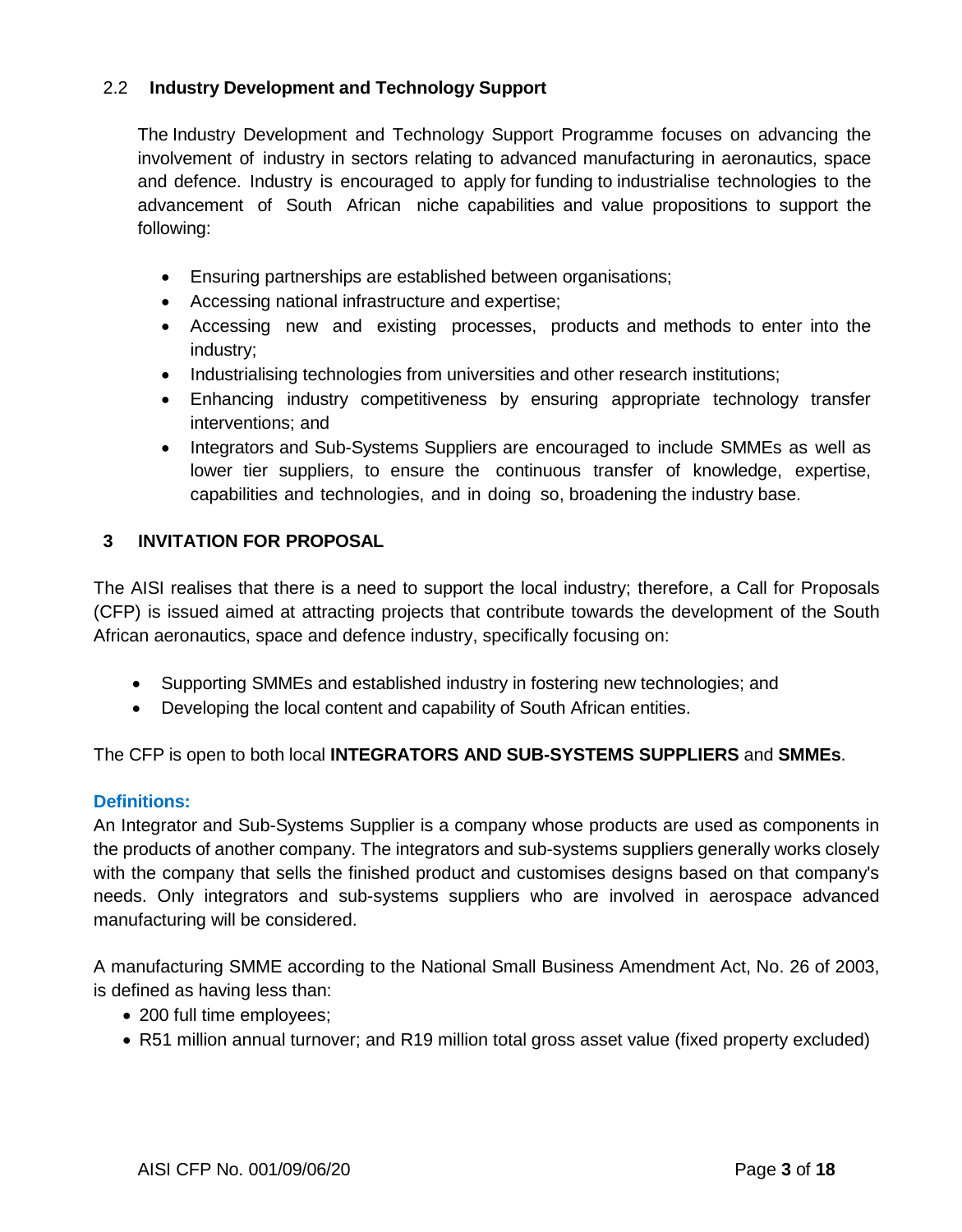### 2.2 Industry Development and Technology Support

The Industry Development and Technology Support Programme focuses on advancing the involvement of industry in sectors relating to advanced manufacturing in aeronautics, space and defence. Industry is encouraged to apply for funding to industrialise technologies to the advancement of South African niche capabilities and value propositions to support the following:

- Ensuring partnerships are established between organisations;
- Accessing national infrastructure and expertise;
- Accessing new and existing processes, products and methods to enter into the industry;
- Industrialising technologies from universities and other research institutions;
- Enhancing industry competitiveness by ensuring appropriate technology transfer interventions; and
- Integrators and Sub-Systems Suppliers are encouraged to include SMMEs as well as lower tier suppliers, to ensure the continuous transfer of knowledge, expertise, capabilities and technologies, and in doing so, broadening the industry base.

## 3 INVITATION FOR PROPOSAL

The AISI realises that there is a need to support the local industry; therefore, a Call for Proposals (CFP) is issued aimed at attracting projects that contribute towards the development of the South African aeronautics, space and defence industry, specifically focusing on:

- Supporting SMMEs and established industry in fostering new technologies; and
- Developing the local content and capability of South African entities.

The CFP is open to both local **INTEGRATORS AND SUB-SYSTEMS SUPPLIERS** and **SMMEs**.

**Definitions:**

An Integrator and Sub-Systems Supplier is a company whose products are used as components in the products of another company. The integrators and sub-systems suppliers generally works closely with the company that sells the finished product and customises designs based on that company's needs. Only integrators and sub-systems suppliers who are involved in aerospace advanced manufacturing will be considered.

A manufacturing SMME according to the National Small Business Amendment Act, No. 26 of 2003, is defined as having less than:

- 200 full time employees;
- R51 million annual turnover; and R19 million total gross asset value (fixed property excluded)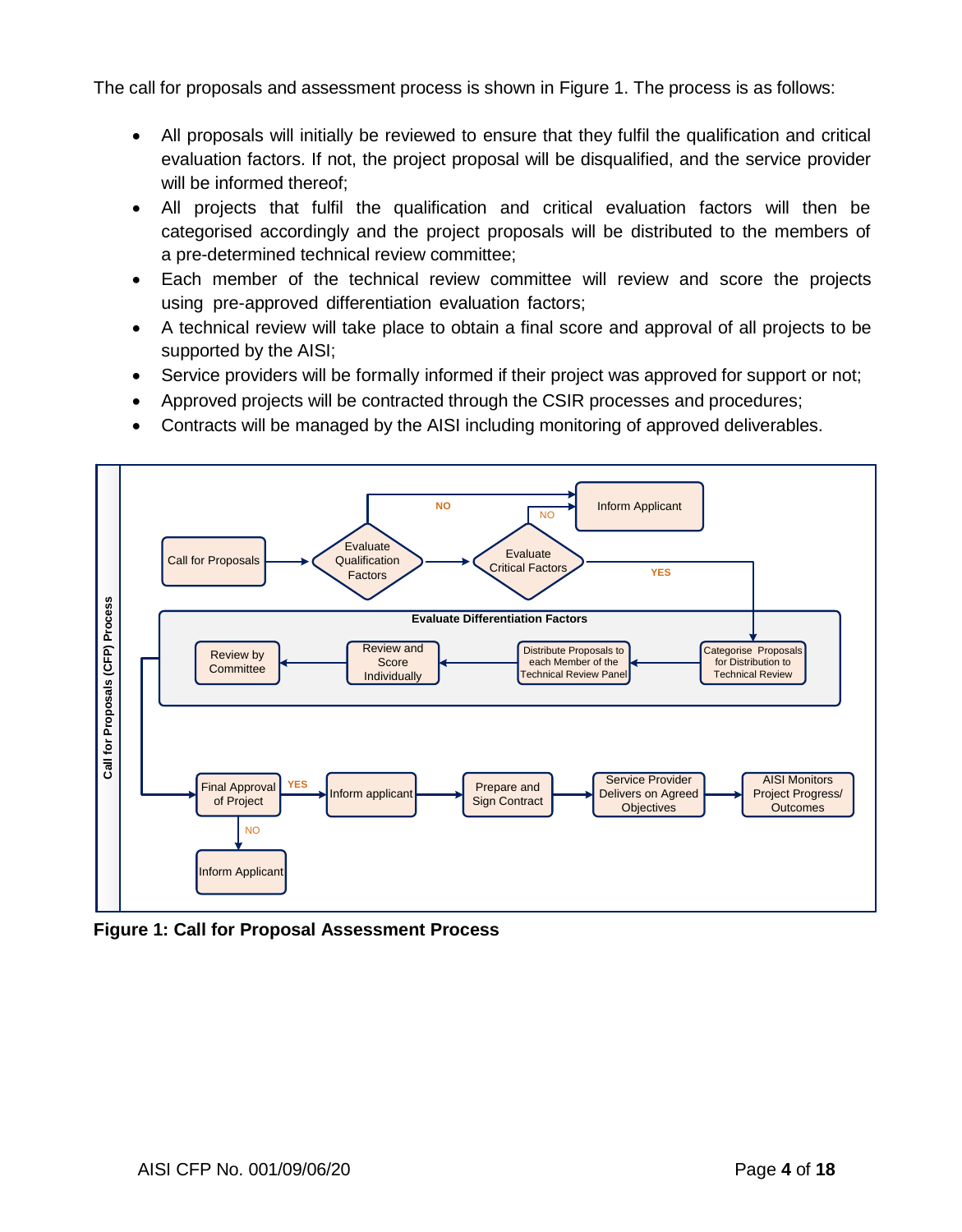The call for proposals and assessment process is shown in Figure 1. The process is as follows:

- All proposals will initially be reviewed to ensure that they fulfil the qualification and critical evaluation factors. If not, the project proposal will be disqualified, and the service provider will be informed thereof;
- All projects that fulfil the qualification and critical evaluation factors will then be categorised accordingly and the project proposals will be distributed to the members of a pre-determined technical review committee;
- Each member of the technical review committee will review and score the projects using pre-approved differentiation evaluation factors;
- A technical review will take place to obtain a final score and approval of all projects to be supported by the AISI;
- Service providers will be formally informed if their project was approved for support or not;
- Approved projects will be contracted through the CSIR processes and procedures;
- Contracts will be managed by the AISI including monitoring of approved deliverables.

**Figure 1: Call for Proposal Assessment Process**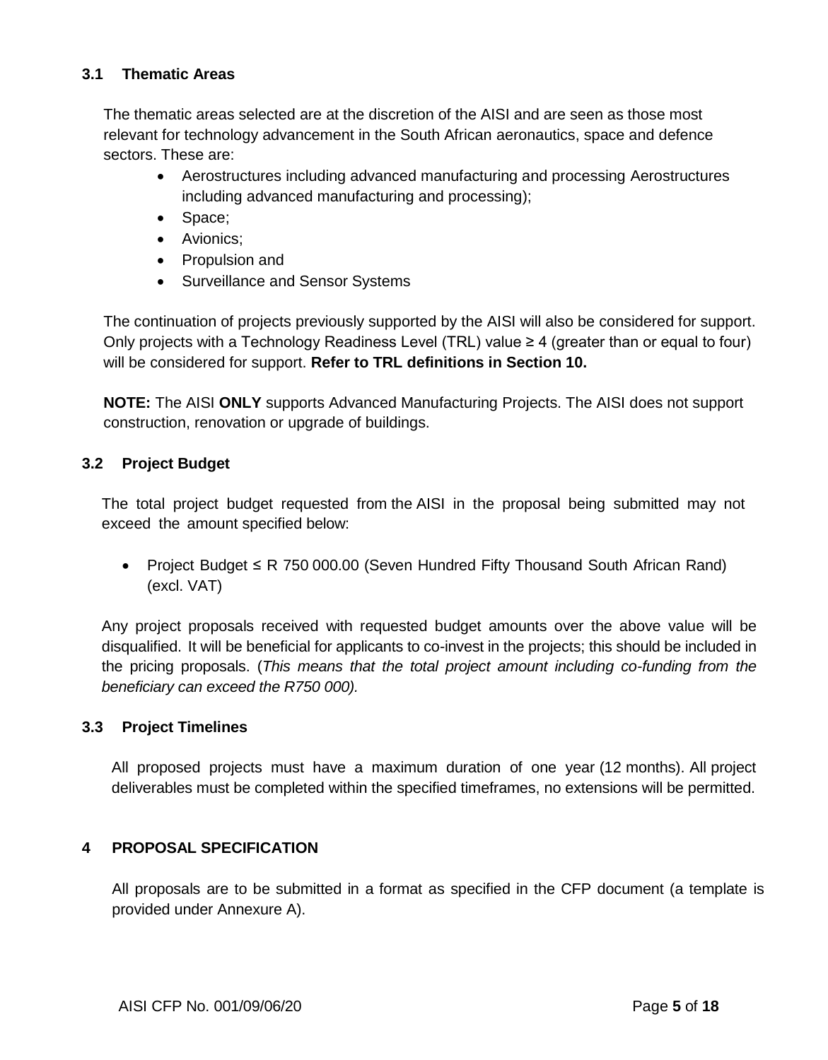### 3.1 Thematic Areas

The thematic areas selected are at the discretion of the AISI and are seen as those most relevant for technology advancement in the South African aeronautics, space and defence sectors. These are:

- Aerostructures including advanced manufacturing and processing Aerostructures including advanced manufacturing and processing);
- Space;
- Avionics;
- Propulsion and
- Surveillance and Sensor Systems

The continuation of projects previously supported by the AISI will also be considered for support. Only projects with a Technology Readiness Level (TRL) value ≥ 4 (greater than or equal to four) will be considered for support. **Refer to TRL definitions in Section 10.**

**NOTE:** The AISI **ONLY** supports Advanced Manufacturing Projects. The AISI does not support construction, renovation or upgrade of buildings.

### 3.2 Project Budget

The total project budget requested from the AISI in the proposal being submitted may not exceed the amount specified below:

- Project Budget ≤ R 750 000.00 (Seven Hundred Fifty Thousand South African Rand) (excl. VAT)

Any project proposals received with requested budget amounts over the above value will be disqualified. It will be beneficial for applicants to co-invest in the projects; this should be included in the pricing proposals. (*This means that the total project amount including co-funding from the beneficiary can exceed the R750 000).*

### 3.3 Project Timelines

All proposed projects must have a maximum duration of one year (12 months). All project deliverables must be completed within the specified timeframes, no extensions will be permitted.

## 4 PROPOSAL SPECIFICATION

All proposals are to be submitted in a format as specified in the CFP document (a template is provided under Annexure A).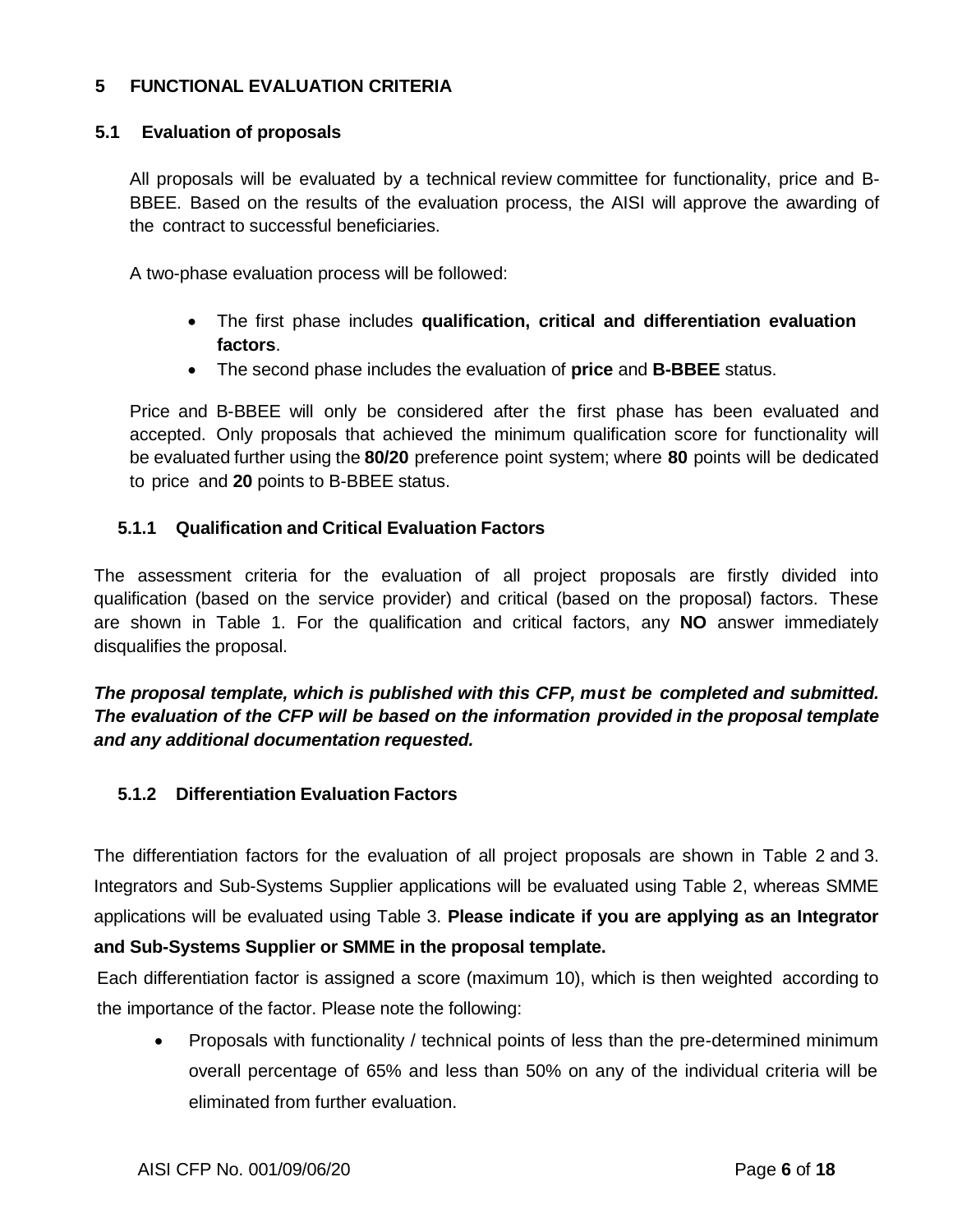## 5 FUNCTIONAL EVALUATION CRITERIA

### 5.1 Evaluation of proposals

All proposals will be evaluated by a technical review committee for functionality, price and B-BBEE. Based on the results of the evaluation process, the AISI will approve the awarding of the contract to successful beneficiaries.

A two-phase evaluation process will be followed:

- The first phase includes **qualification, critical and differentiation evaluation factors**.
- The second phase includes the evaluation of **price** and **B-BBEE** status.

Price and B-BBEE will only be considered after the first phase has been evaluated and accepted. Only proposals that achieved the minimum qualification score for functionality will be evaluated further using the **80/20** preference point system; where **80** points will be dedicated to price and **20** points to B-BBEE status.

#### 5.1.1 Qualification and Critical Evaluation Factors

The assessment criteria for the evaluation of all project proposals are firstly divided into qualification (based on the service provider) and critical (based on the proposal) factors. These are shown in Table 1. For the qualification and critical factors, any **NO** answer immediately disqualifies the proposal.

***The proposal template, which is published with this CFP, must be completed and submitted. The evaluation of the CFP will be based on the information provided in the proposal template and any additional documentation requested.***

#### 5.1.2 Differentiation Evaluation Factors

The differentiation factors for the evaluation of all project proposals are shown in Table 2 and 3. Integrators and Sub-Systems Supplier applications will be evaluated using Table 2, whereas SMME applications will be evaluated using Table 3. **Please indicate if you are applying as an Integrator and Sub-Systems Supplier or SMME in the proposal template.**

Each differentiation factor is assigned a score (maximum 10), which is then weighted according to the importance of the factor. Please note the following:

- Proposals with functionality / technical points of less than the pre-determined minimum overall percentage of 65% and less than 50% on any of the individual criteria will be eliminated from further evaluation.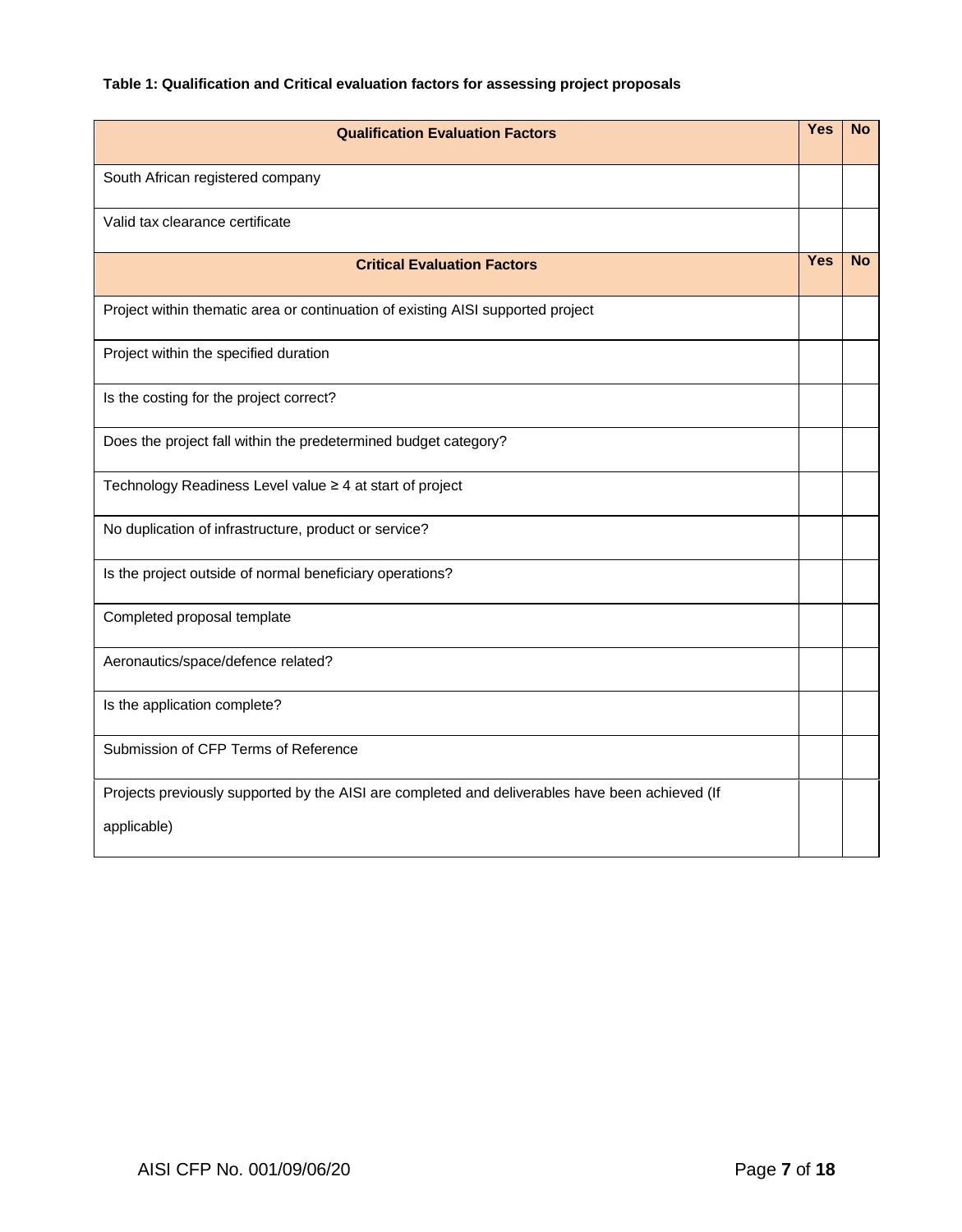**Table 1: Qualification and Critical evaluation factors for assessing project proposals**

| Qualification Evaluation Factors | Yes | No |
|---|---|---|
| South African registered company | | |
| Valid tax clearance certificate | | |
| **Critical Evaluation Factors** | **Yes** | **No** |
| Project within thematic area or continuation of existing AISI supported project | | |
| Project within the specified duration | | |
| Is the costing for the project correct? | | |
| Does the project fall within the predetermined budget category? | | |
| Technology Readiness Level value ≥ 4 at start of project | | |
| No duplication of infrastructure, product or service? | | |
| Is the project outside of normal beneficiary operations? | | |
| Completed proposal template | | |
| Aeronautics/space/defence related? | | |
| Is the application complete? | | |
| Submission of CFP Terms of Reference | | |
| Projects previously supported by the AISI are completed and deliverables have been achieved (If applicable) | | |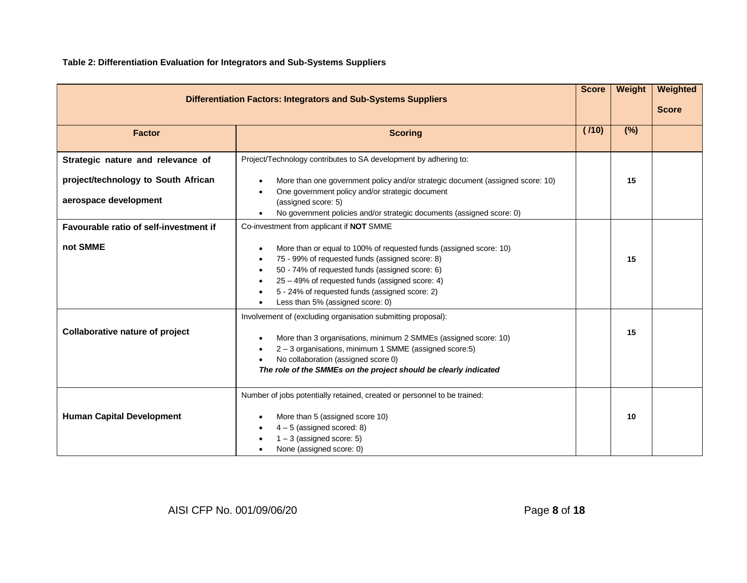**Table 2: Differentiation Evaluation for Integrators and Sub-Systems Suppliers**

| Differentiation Factors: Integrators and Sub-Systems Suppliers | | Score | Weight | Weighted Score |
|---|---|---|---|---|
| **Factor** | **Scoring** | **( /10)** | **(%)** | |
| **Strategic nature and relevance of project/technology to South African aerospace development** | Project/Technology contributes to SA development by adhering to:<br>• More than one government policy and/or strategic document (assigned score: 10)<br>• One government policy and/or strategic document (assigned score: 5)<br>• No government policies and/or strategic documents (assigned score: 0) | | **15** | |
| **Favourable ratio of self-investment if not SMME** | Co-investment from applicant if **NOT** SMME<br>• More than or equal to 100% of requested funds (assigned score: 10)<br>• 75 - 99% of requested funds (assigned score: 8)<br>• 50 - 74% of requested funds (assigned score: 6)<br>• 25 – 49% of requested funds (assigned score: 4)<br>• 5 - 24% of requested funds (assigned score: 2)<br>• Less than 5% (assigned score: 0) | | **15** | |
| **Collaborative nature of project** | Involvement of (excluding organisation submitting proposal):<br>• More than 3 organisations, minimum 2 SMMEs (assigned score: 10)<br>• 2 – 3 organisations, minimum 1 SMME (assigned score:5)<br>• No collaboration (assigned score 0)<br>***The role of the SMMEs on the project should be clearly indicated*** | | **15** | |
| **Human Capital Development** | Number of jobs potentially retained, created or personnel to be trained:<br>• More than 5 (assigned score 10)<br>• 4 – 5 (assigned scored: 8)<br>• 1 – 3 (assigned score: 5)<br>• None (assigned score: 0) | | **10** | |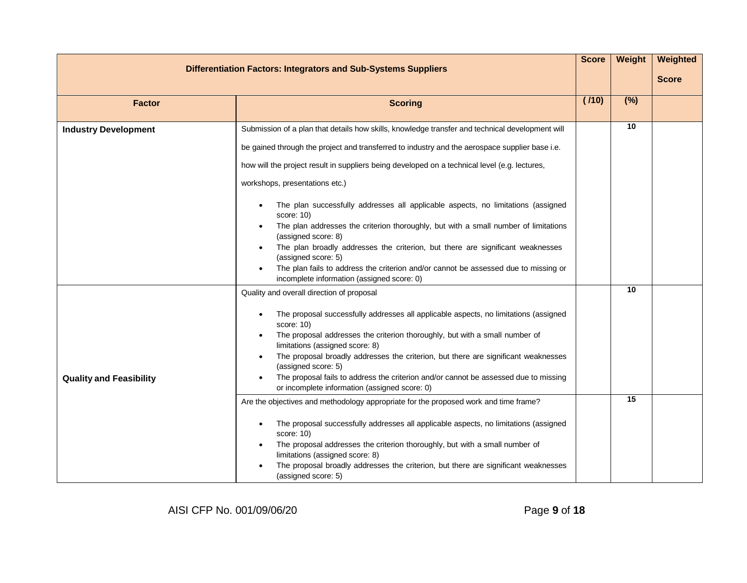| Differentiation Factors: Integrators and Sub-Systems Suppliers | | Score | Weight | Weighted Score |
|---|---|---|---|---|
| **Factor** | **Scoring** | **( /10)** | **(%)** | |
| **Industry Development** | Submission of a plan that details how skills, knowledge transfer and technical development will be gained through the project and transferred to industry and the aerospace supplier base i.e. how will the project result in suppliers being developed on a technical level (e.g. lectures, workshops, presentations etc.)<br><br>• The plan successfully addresses all applicable aspects, no limitations (assigned score: 10)<br>• The plan addresses the criterion thoroughly, but with a small number of limitations (assigned score: 8)<br>• The plan broadly addresses the criterion, but there are significant weaknesses (assigned score: 5)<br>• The plan fails to address the criterion and/or cannot be assessed due to missing or incomplete information (assigned score: 0) | | 10 | |
| **Quality and Feasibility** | Quality and overall direction of proposal<br><br>• The proposal successfully addresses all applicable aspects, no limitations (assigned score: 10)<br>• The proposal addresses the criterion thoroughly, but with a small number of limitations (assigned score: 8)<br>• The proposal broadly addresses the criterion, but there are significant weaknesses (assigned score: 5)<br>• The proposal fails to address the criterion and/or cannot be assessed due to missing or incomplete information (assigned score: 0) | | 10 | |
| | Are the objectives and methodology appropriate for the proposed work and time frame?<br><br>• The proposal successfully addresses all applicable aspects, no limitations (assigned score: 10)<br>• The proposal addresses the criterion thoroughly, but with a small number of limitations (assigned score: 8)<br>• The proposal broadly addresses the criterion, but there are significant weaknesses (assigned score: 5) | | 15 | |

AISI CFP No. 001/09/06/20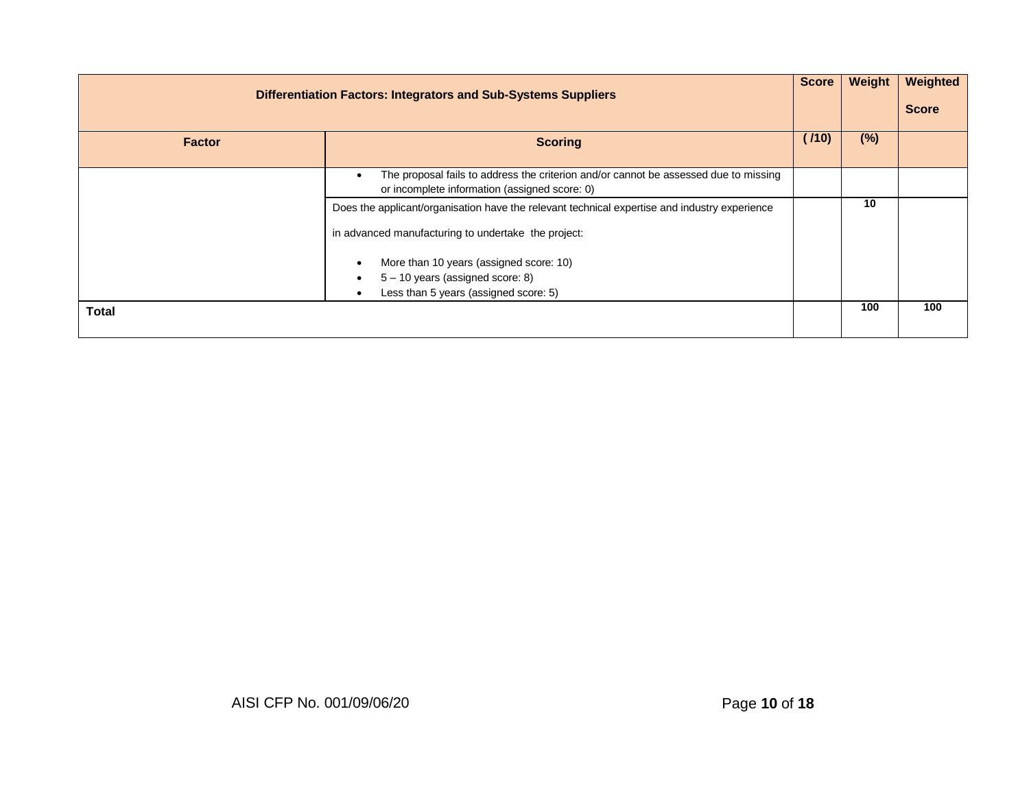| Differentiation Factors: Integrators and Sub-Systems Suppliers | | Score | Weight | Weighted Score |
|---|---|---|---|---|
| Factor | Scoring | ( /10) | (%) | |
| | • The proposal fails to address the criterion and/or cannot be assessed due to missing or incomplete information (assigned score: 0) | | | |
| | Does the applicant/organisation have the relevant technical expertise and industry experience in advanced manufacturing to undertake the project: <br> • More than 10 years (assigned score: 10) <br> • 5 – 10 years (assigned score: 8) <br> • Less than 5 years (assigned score: 5) | | 10 | |
| **Total** | | | 100 | 100 |

AISI CFP No. 001/09/06/20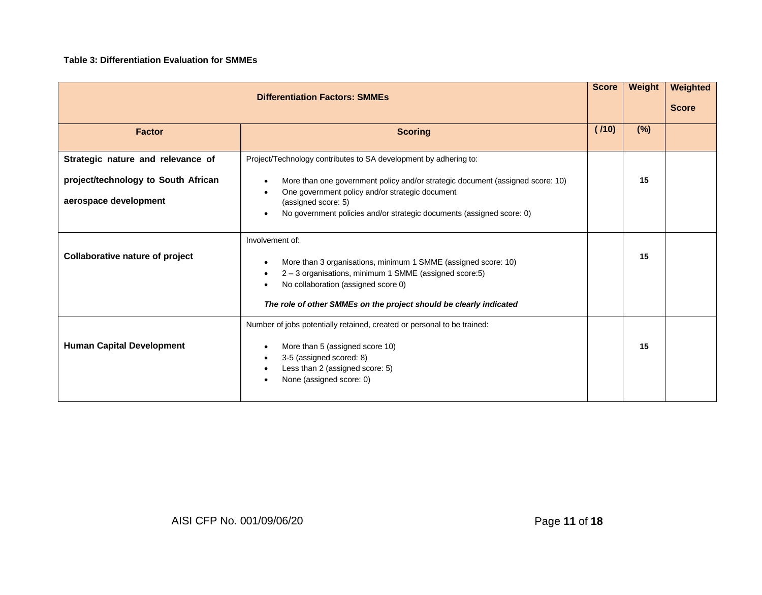**Table 3: Differentiation Evaluation for SMMEs**

| Differentiation Factors: SMMEs | | Score | Weight | Weighted Score |
|---|---|---|---|---|
| **Factor** | **Scoring** | **( /10)** | **(%)** | |
| **Strategic nature and relevance of project/technology to South African aerospace development** | Project/Technology contributes to SA development by adhering to:<br>• More than one government policy and/or strategic document (assigned score: 10)<br>• One government policy and/or strategic document (assigned score: 5)<br>• No government policies and/or strategic documents (assigned score: 0) | | **15** | |
| **Collaborative nature of project** | Involvement of:<br>• More than 3 organisations, minimum 1 SMME (assigned score: 10)<br>• 2 – 3 organisations, minimum 1 SMME (assigned score:5)<br>• No collaboration (assigned score 0)<br>***The role of other SMMEs on the project should be clearly indicated*** | | **15** | |
| **Human Capital Development** | Number of jobs potentially retained, created or personal to be trained:<br>• More than 5 (assigned score 10)<br>• 3-5 (assigned scored: 8)<br>• Less than 2 (assigned score: 5)<br>• None (assigned score: 0) | | **15** | |

AISI CFP No. 001/09/06/20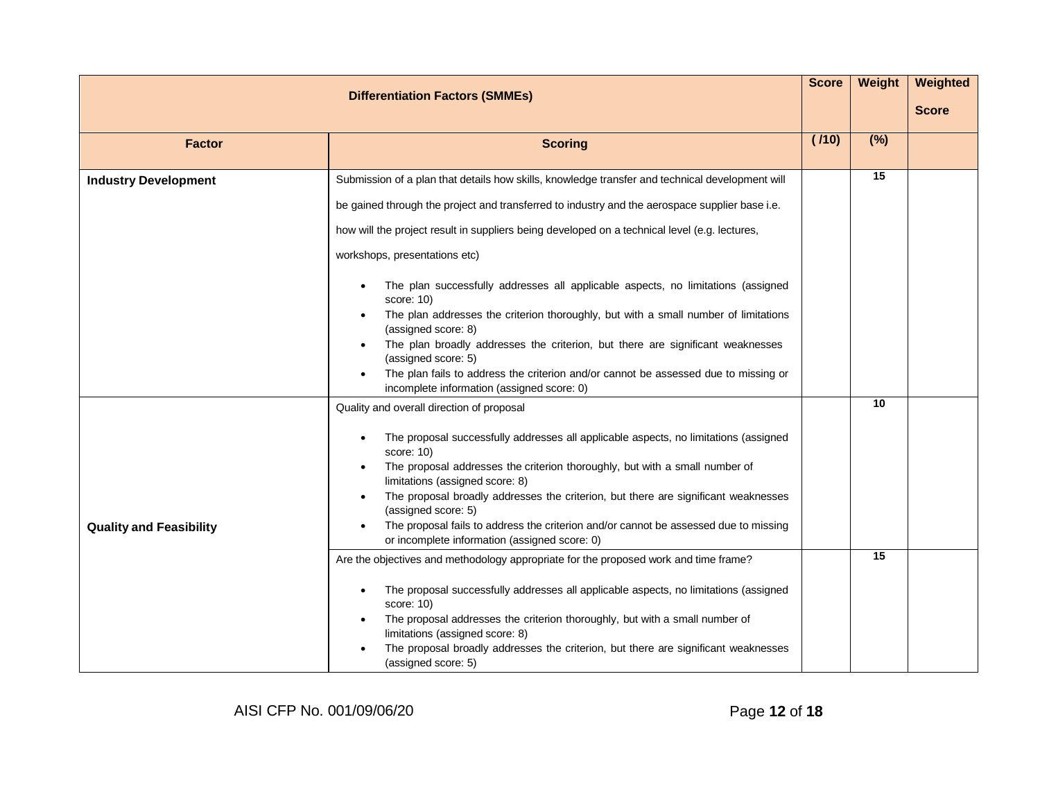| Differentiation Factors (SMMEs) | | Score | Weight | Weighted Score |
|---|---|---|---|---|
| **Factor** | **Scoring** | **( /10)** | **(%)** | |
| **Industry Development** | Submission of a plan that details how skills, knowledge transfer and technical development will be gained through the project and transferred to industry and the aerospace supplier base i.e. how will the project result in suppliers being developed on a technical level (e.g. lectures, workshops, presentations etc)<br><br>• The plan successfully addresses all applicable aspects, no limitations (assigned score: 10)<br>• The plan addresses the criterion thoroughly, but with a small number of limitations (assigned score: 8)<br>• The plan broadly addresses the criterion, but there are significant weaknesses (assigned score: 5)<br>• The plan fails to address the criterion and/or cannot be assessed due to missing or incomplete information (assigned score: 0) | | 15 | |
| **Quality and Feasibility** | Quality and overall direction of proposal<br><br>• The proposal successfully addresses all applicable aspects, no limitations (assigned score: 10)<br>• The proposal addresses the criterion thoroughly, but with a small number of limitations (assigned score: 8)<br>• The proposal broadly addresses the criterion, but there are significant weaknesses (assigned score: 5)<br>• The proposal fails to address the criterion and/or cannot be assessed due to missing or incomplete information (assigned score: 0) | | 10 | |
| | Are the objectives and methodology appropriate for the proposed work and time frame?<br><br>• The proposal successfully addresses all applicable aspects, no limitations (assigned score: 10)<br>• The proposal addresses the criterion thoroughly, but with a small number of limitations (assigned score: 8)<br>• The proposal broadly addresses the criterion, but there are significant weaknesses (assigned score: 5) | | 15 | |

AISI CFP No. 001/09/06/20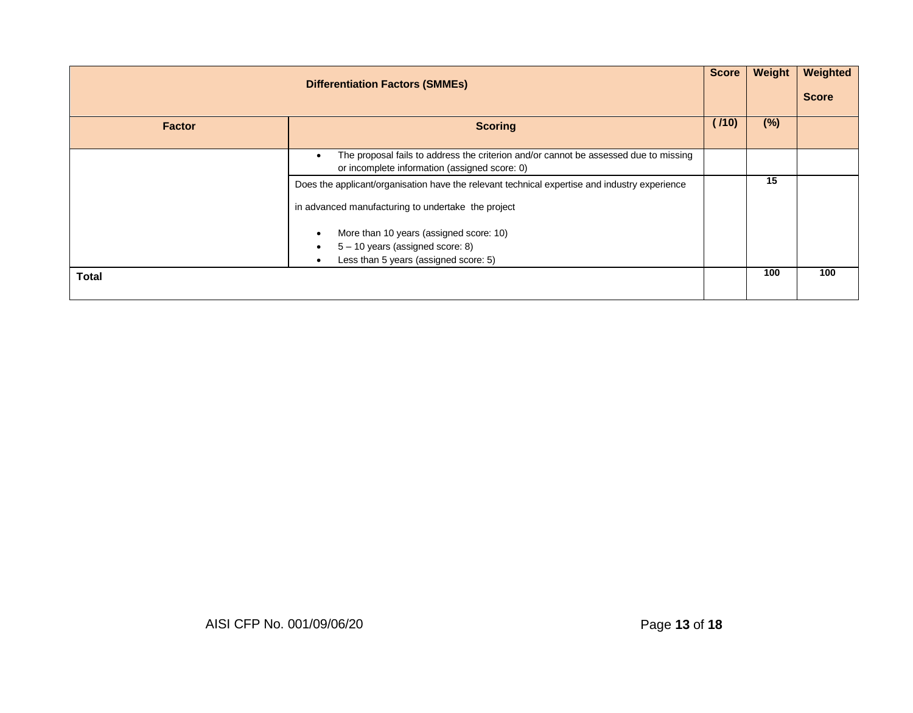| Differentiation Factors (SMMEs) | | Score | Weight | Weighted Score |
|---|---|---|---|---|
| **Factor** | **Scoring** | **( /10)** | **(%)** | |
| | • The proposal fails to address the criterion and/or cannot be assessed due to missing or incomplete information (assigned score: 0) | | | |
| | Does the applicant/organisation have the relevant technical expertise and industry experience in advanced manufacturing to undertake the project<br>• More than 10 years (assigned score: 10)<br>• 5 – 10 years (assigned score: 8)<br>• Less than 5 years (assigned score: 5) | | 15 | |
| **Total** | | | 100 | 100 |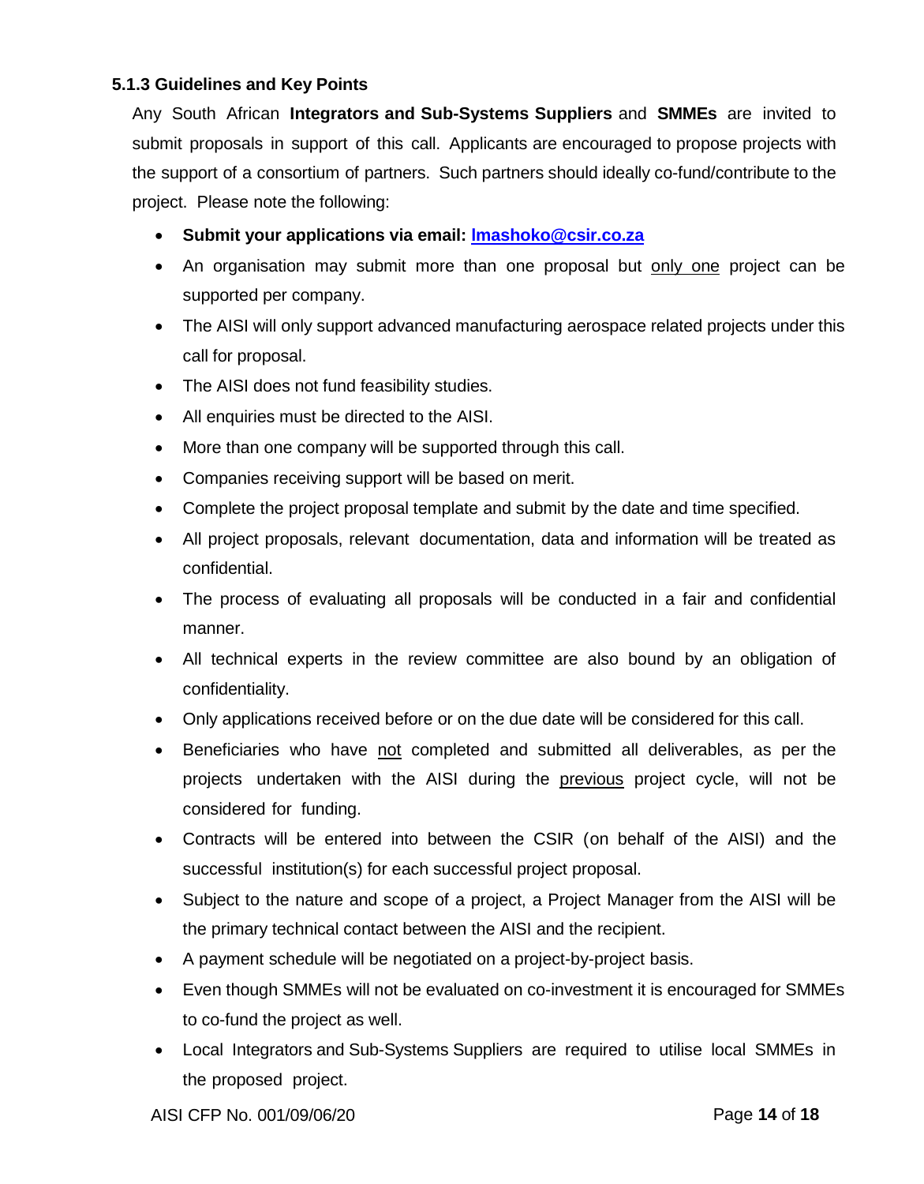### 5.1.3 Guidelines and Key Points

Any South African **Integrators and Sub-Systems Suppliers** and **SMMEs** are invited to submit proposals in support of this call. Applicants are encouraged to propose projects with the support of a consortium of partners. Such partners should ideally co-fund/contribute to the project. Please note the following:

- **Submit your applications via email: [lmashoko@csir.co.za](mailto:lmashoko@csir.co.za)**
- An organisation may submit more than one proposal but <u>only one</u> project can be supported per company.
- The AISI will only support advanced manufacturing aerospace related projects under this call for proposal.
- The AISI does not fund feasibility studies.
- All enquiries must be directed to the AISI.
- More than one company will be supported through this call.
- Companies receiving support will be based on merit.
- Complete the project proposal template and submit by the date and time specified.
- All project proposals, relevant documentation, data and information will be treated as confidential.
- The process of evaluating all proposals will be conducted in a fair and confidential manner.
- All technical experts in the review committee are also bound by an obligation of confidentiality.
- Only applications received before or on the due date will be considered for this call.
- Beneficiaries who have <u>not</u> completed and submitted all deliverables, as per the projects undertaken with the AISI during the <u>previous</u> project cycle, will not be considered for funding.
- Contracts will be entered into between the CSIR (on behalf of the AISI) and the successful institution(s) for each successful project proposal.
- Subject to the nature and scope of a project, a Project Manager from the AISI will be the primary technical contact between the AISI and the recipient.
- A payment schedule will be negotiated on a project-by-project basis.
- Even though SMMEs will not be evaluated on co-investment it is encouraged for SMMEs to co-fund the project as well.
- Local Integrators and Sub-Systems Suppliers are required to utilise local SMMEs in the proposed project.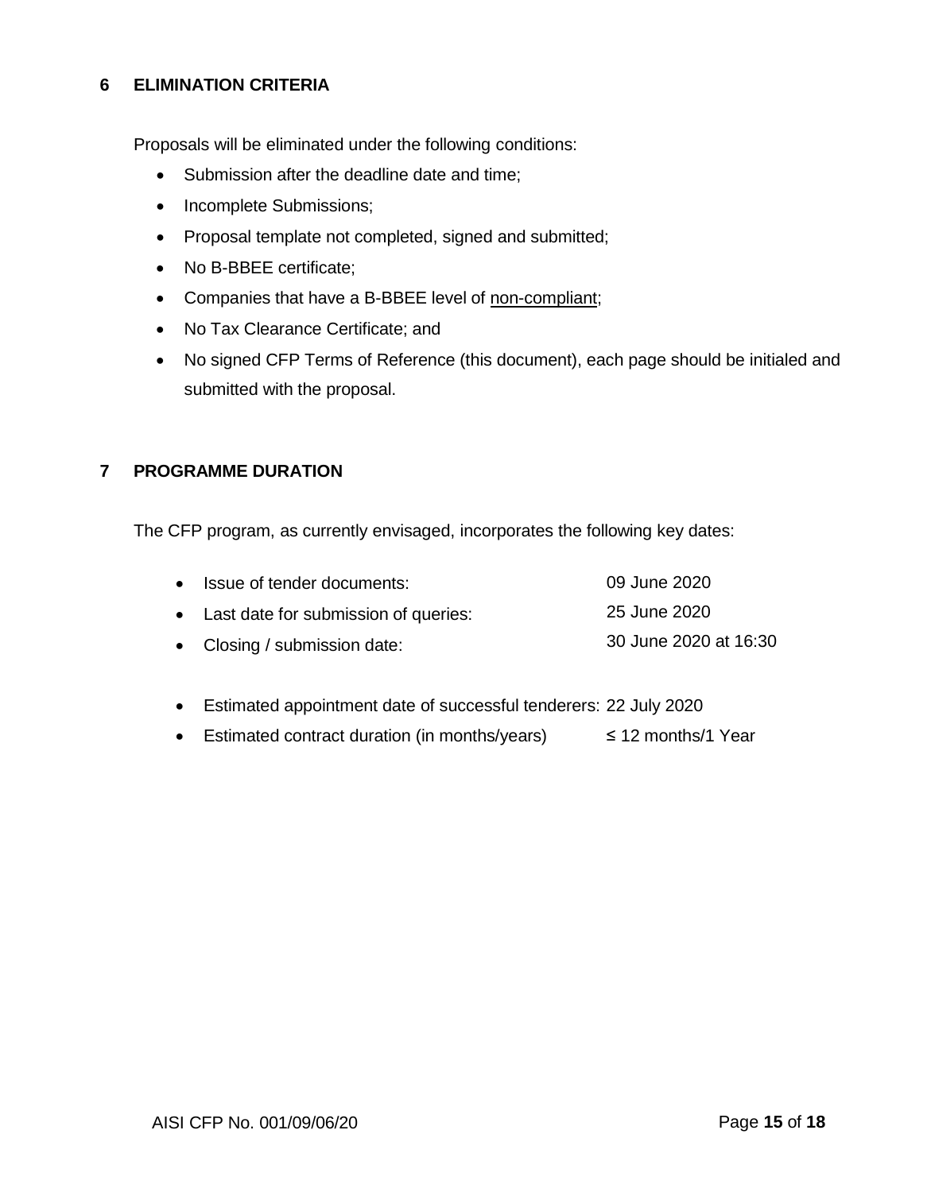## 6 ELIMINATION CRITERIA

Proposals will be eliminated under the following conditions:

- Submission after the deadline date and time;
- Incomplete Submissions;
- Proposal template not completed, signed and submitted;
- No B-BBEE certificate;
- Companies that have a B-BBEE level of <u>non-compliant</u>;
- No Tax Clearance Certificate; and
- No signed CFP Terms of Reference (this document), each page should be initialed and submitted with the proposal.

## 7 PROGRAMME DURATION

The CFP program, as currently envisaged, incorporates the following key dates:

- Issue of tender documents: 09 June 2020
- Last date for submission of queries: 25 June 2020
- Closing / submission date: 30 June 2020 at 16:30

- Estimated appointment date of successful tenderers: 22 July 2020
- Estimated contract duration (in months/years) ≤ 12 months/1 Year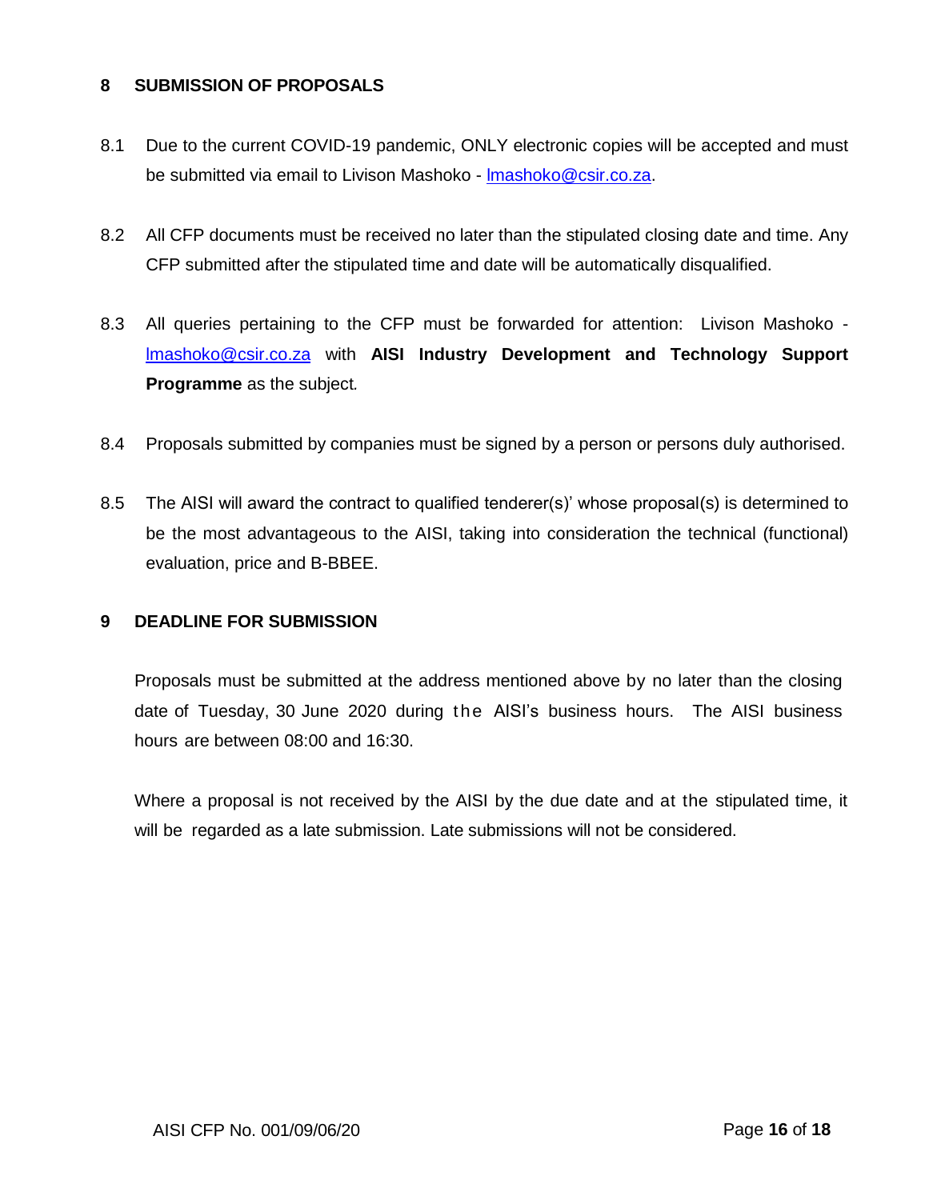## 8 SUBMISSION OF PROPOSALS

8.1 Due to the current COVID-19 pandemic, ONLY electronic copies will be accepted and must be submitted via email to Livison Mashoko - lmashoko@csir.co.za.

8.2 All CFP documents must be received no later than the stipulated closing date and time. Any CFP submitted after the stipulated time and date will be automatically disqualified.

8.3 All queries pertaining to the CFP must be forwarded for attention: Livison Mashoko - lmashoko@csir.co.za with **AISI Industry Development and Technology Support Programme** as the subject*.*

8.4 Proposals submitted by companies must be signed by a person or persons duly authorised.

8.5 The AISI will award the contract to qualified tenderer(s)' whose proposal(s) is determined to be the most advantageous to the AISI, taking into consideration the technical (functional) evaluation, price and B-BBEE.

## 9 DEADLINE FOR SUBMISSION

Proposals must be submitted at the address mentioned above by no later than the closing date of Tuesday, 30 June 2020 during the AISI's business hours. The AISI business hours are between 08:00 and 16:30.

Where a proposal is not received by the AISI by the due date and at the stipulated time, it will be regarded as a late submission. Late submissions will not be considered.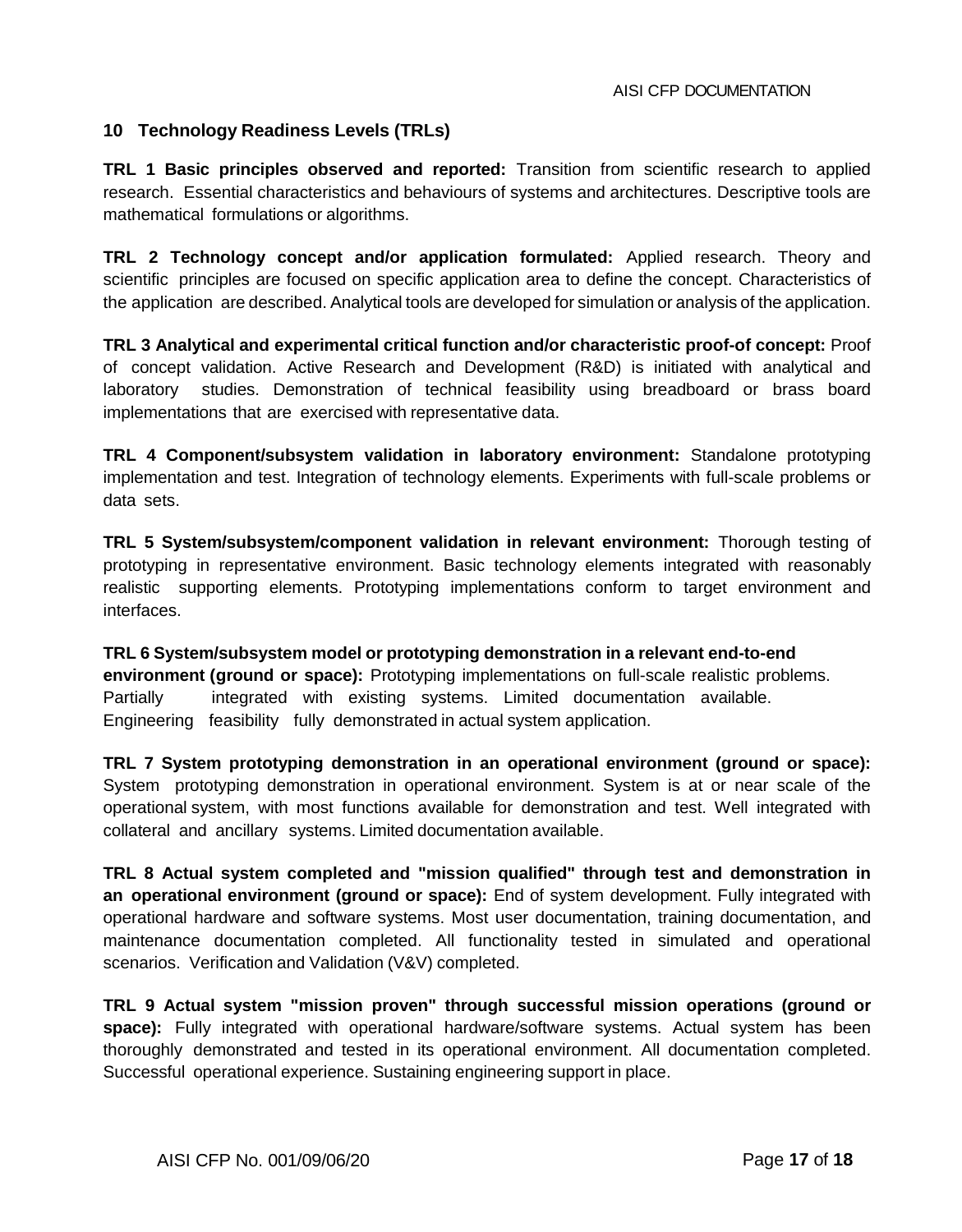## 10 Technology Readiness Levels (TRLs)

**TRL 1 Basic principles observed and reported:** Transition from scientific research to applied research. Essential characteristics and behaviours of systems and architectures. Descriptive tools are mathematical formulations or algorithms.

**TRL 2 Technology concept and/or application formulated:** Applied research. Theory and scientific principles are focused on specific application area to define the concept. Characteristics of the application are described. Analytical tools are developed for simulation or analysis of the application.

**TRL 3 Analytical and experimental critical function and/or characteristic proof-of concept:** Proof of concept validation. Active Research and Development (R&D) is initiated with analytical and laboratory studies. Demonstration of technical feasibility using breadboard or brass board implementations that are exercised with representative data.

**TRL 4 Component/subsystem validation in laboratory environment:** Standalone prototyping implementation and test. Integration of technology elements. Experiments with full-scale problems or data sets.

**TRL 5 System/subsystem/component validation in relevant environment:** Thorough testing of prototyping in representative environment. Basic technology elements integrated with reasonably realistic supporting elements. Prototyping implementations conform to target environment and interfaces.

**TRL 6 System/subsystem model or prototyping demonstration in a relevant end-to-end environment (ground or space):** Prototyping implementations on full-scale realistic problems. Partially integrated with existing systems. Limited documentation available. Engineering feasibility fully demonstrated in actual system application.

**TRL 7 System prototyping demonstration in an operational environment (ground or space):** System prototyping demonstration in operational environment. System is at or near scale of the operational system, with most functions available for demonstration and test. Well integrated with collateral and ancillary systems. Limited documentation available.

**TRL 8 Actual system completed and "mission qualified" through test and demonstration in an operational environment (ground or space):** End of system development. Fully integrated with operational hardware and software systems. Most user documentation, training documentation, and maintenance documentation completed. All functionality tested in simulated and operational scenarios. Verification and Validation (V&V) completed.

**TRL 9 Actual system "mission proven" through successful mission operations (ground or space):** Fully integrated with operational hardware/software systems. Actual system has been thoroughly demonstrated and tested in its operational environment. All documentation completed. Successful operational experience. Sustaining engineering support in place.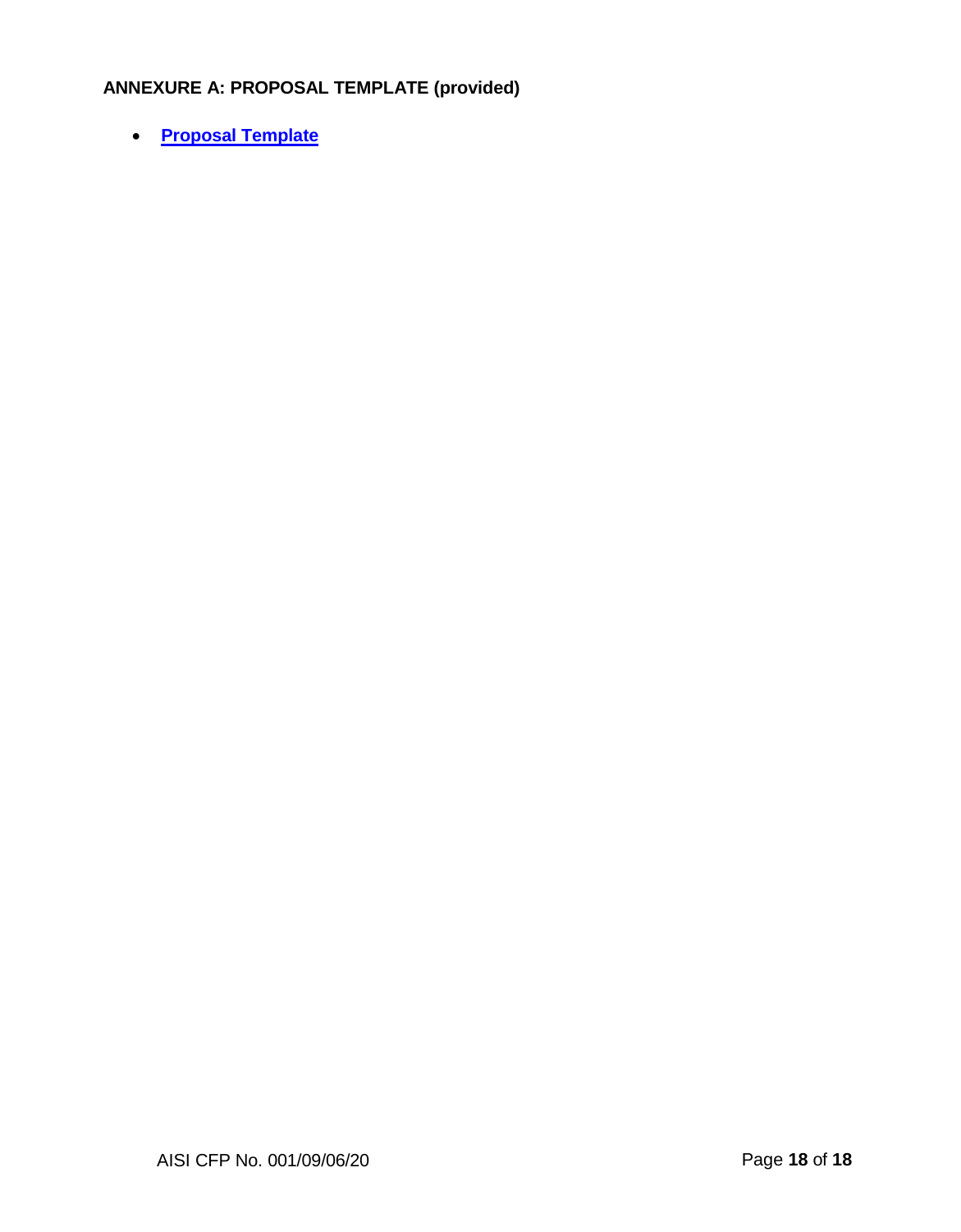## ANNEXURE A: PROPOSAL TEMPLATE (provided)

- **Proposal Template**